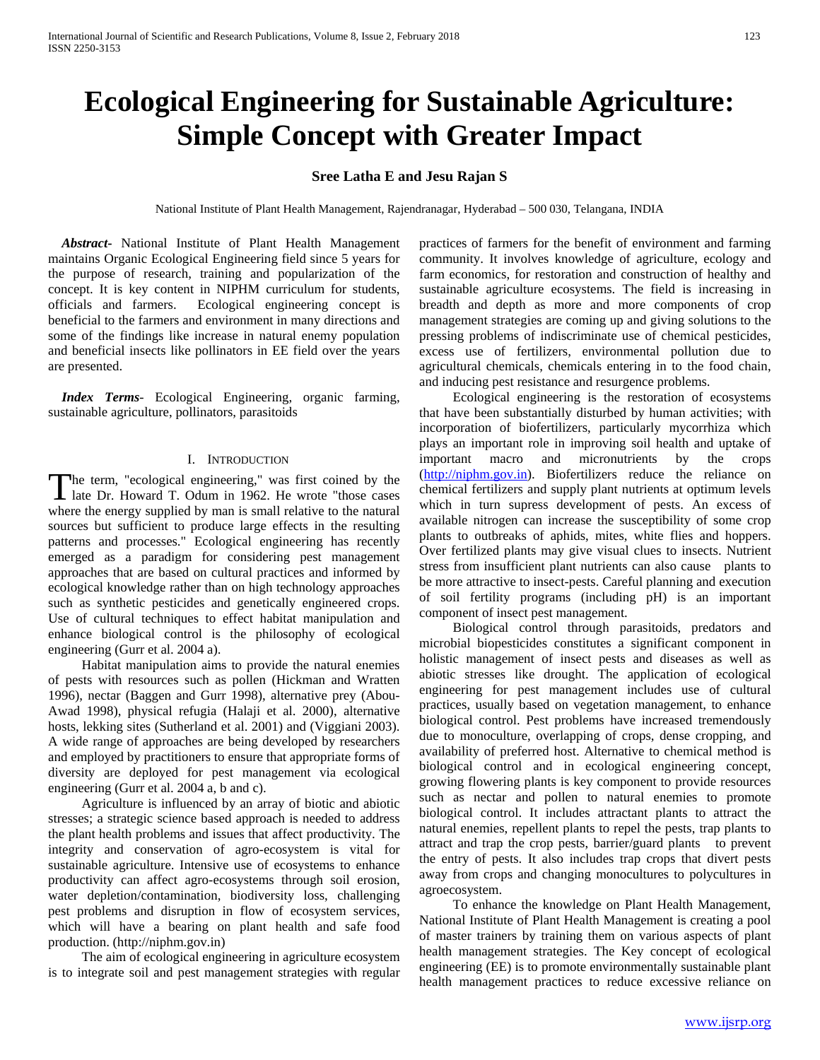# Ecological Engineering for Sustainable Agriculture: Simple Concept with Greater Impact

**Sree Latha E and Jesu Rajan S**

National Institute of Plant Health Management, Rajendranagar, Hyderabad – 500 030, Telangana, INDIA

***Abstract***- National Institute of Plant Health Management maintains Organic Ecological Engineering field since 5 years for the purpose of research, training and popularization of the concept. It is key content in NIPHM curriculum for students, officials and farmers. Ecological engineering concept is beneficial to the farmers and environment in many directions and some of the findings like increase in natural enemy population and beneficial insects like pollinators in EE field over the years are presented.

***Index Terms***- Ecological Engineering, organic farming, sustainable agriculture, pollinators, parasitoids

## I. Introduction

The term, "ecological engineering," was first coined by the late Dr. Howard T. Odum in 1962. He wrote "those cases where the energy supplied by man is small relative to the natural sources but sufficient to produce large effects in the resulting patterns and processes." Ecological engineering has recently emerged as a paradigm for considering pest management approaches that are based on cultural practices and informed by ecological knowledge rather than on high technology approaches such as synthetic pesticides and genetically engineered crops. Use of cultural techniques to effect habitat manipulation and enhance biological control is the philosophy of ecological engineering (Gurr et al. 2004 a).

Habitat manipulation aims to provide the natural enemies of pests with resources such as pollen (Hickman and Wratten 1996), nectar (Baggen and Gurr 1998), alternative prey (Abou-Awad 1998), physical refugia (Halaji et al. 2000), alternative hosts, lekking sites (Sutherland et al. 2001) and (Viggiani 2003). A wide range of approaches are being developed by researchers and employed by practitioners to ensure that appropriate forms of diversity are deployed for pest management via ecological engineering (Gurr et al. 2004 a, b and c).

Agriculture is influenced by an array of biotic and abiotic stresses; a strategic science based approach is needed to address the plant health problems and issues that affect productivity. The integrity and conservation of agro-ecosystem is vital for sustainable agriculture. Intensive use of ecosystems to enhance productivity can affect agro-ecosystems through soil erosion, water depletion/contamination, biodiversity loss, challenging pest problems and disruption in flow of ecosystem services, which will have a bearing on plant health and safe food production. (http://niphm.gov.in)

The aim of ecological engineering in agriculture ecosystem is to integrate soil and pest management strategies with regular practices of farmers for the benefit of environment and farming community. It involves knowledge of agriculture, ecology and farm economics, for restoration and construction of healthy and sustainable agriculture ecosystems. The field is increasing in breadth and depth as more and more components of crop management strategies are coming up and giving solutions to the pressing problems of indiscriminate use of chemical pesticides, excess use of fertilizers, environmental pollution due to agricultural chemicals, chemicals entering in to the food chain, and inducing pest resistance and resurgence problems.

Ecological engineering is the restoration of ecosystems that have been substantially disturbed by human activities; with incorporation of biofertilizers, particularly mycorrhiza which plays an important role in improving soil health and uptake of important macro and micronutrients by the crops (http://niphm.gov.in). Biofertilizers reduce the reliance on chemical fertilizers and supply plant nutrients at optimum levels which in turn supress development of pests. An excess of available nitrogen can increase the susceptibility of some crop plants to outbreaks of aphids, mites, white flies and hoppers. Over fertilized plants may give visual clues to insects. Nutrient stress from insufficient plant nutrients can also cause plants to be more attractive to insect-pests. Careful planning and execution of soil fertility programs (including pH) is an important component of insect pest management.

Biological control through parasitoids, predators and microbial biopesticides constitutes a significant component in holistic management of insect pests and diseases as well as abiotic stresses like drought. The application of ecological engineering for pest management includes use of cultural practices, usually based on vegetation management, to enhance biological control. Pest problems have increased tremendously due to monoculture, overlapping of crops, dense cropping, and availability of preferred host. Alternative to chemical method is biological control and in ecological engineering concept, growing flowering plants is key component to provide resources such as nectar and pollen to natural enemies to promote biological control. It includes attractant plants to attract the natural enemies, repellent plants to repel the pests, trap plants to attract and trap the crop pests, barrier/guard plants to prevent the entry of pests. It also includes trap crops that divert pests away from crops and changing monocultures to polycultures in agroecosystem.

To enhance the knowledge on Plant Health Management, National Institute of Plant Health Management is creating a pool of master trainers by training them on various aspects of plant health management strategies. The Key concept of ecological engineering (EE) is to promote environmentally sustainable plant health management practices to reduce excessive reliance on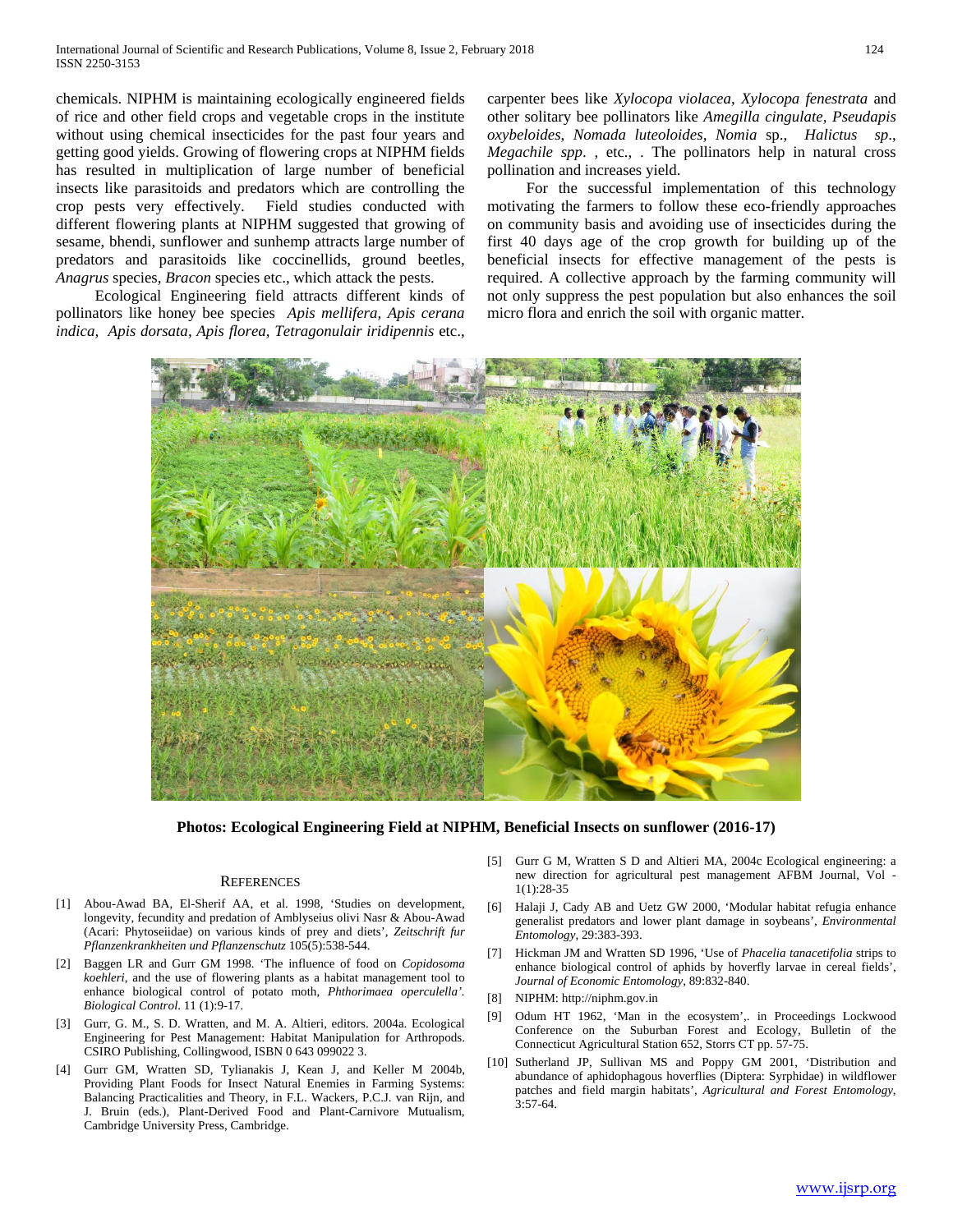chemicals. NIPHM is maintaining ecologically engineered fields of rice and other field crops and vegetable crops in the institute without using chemical insecticides for the past four years and getting good yields. Growing of flowering crops at NIPHM fields has resulted in multiplication of large number of beneficial insects like parasitoids and predators which are controlling the crop pests very effectively. Field studies conducted with different flowering plants at NIPHM suggested that growing of sesame, bhendi, sunflower and sunhemp attracts large number of predators and parasitoids like coccinellids, ground beetles, *Anagrus* species, *Bracon* species etc., which attack the pests.

Ecological Engineering field attracts different kinds of pollinators like honey bee species *Apis mellifera, Apis cerana indica, Apis dorsata, Apis florea, Tetragonulair iridipennis* etc., carpenter bees like *Xylocopa violacea, Xylocopa fenestrata* and other solitary bee pollinators like *Amegilla cingulate, Pseudapis oxybeloides, Nomada luteoloides, Nomia* sp., *Halictus sp., Megachile spp.* , etc., . The pollinators help in natural cross pollination and increases yield.

For the successful implementation of this technology motivating the farmers to follow these eco-friendly approaches on community basis and avoiding use of insecticides during the first 40 days age of the crop growth for building up of the beneficial insects for effective management of the pests is required. A collective approach by the farming community will not only suppress the pest population but also enhances the soil micro flora and enrich the soil with organic matter.

**Photos: Ecological Engineering Field at NIPHM, Beneficial Insects on sunflower (2016-17)**

## REFERENCES

[1] Abou-Awad BA, El-Sherif AA, et al. 1998, 'Studies on development, longevity, fecundity and predation of Amblyseius olivi Nasr & Abou-Awad (Acari: Phytoseiidae) on various kinds of prey and diets', *Zeitschrift fur Pflanzenkrankheiten und Pflanzenschutz* 105(5):538-544.

[2] Baggen LR and Gurr GM 1998. 'The influence of food on *Copidosoma koehleri*, and the use of flowering plants as a habitat management tool to enhance biological control of potato moth, *Phthorimaea operculella'*. *Biological Control*. 11 (1):9-17.

[3] Gurr, G. M., S. D. Wratten, and M. A. Altieri, editors. 2004a. Ecological Engineering for Pest Management: Habitat Manipulation for Arthropods. CSIRO Publishing, Collingwood, ISBN 0 643 099022 3.

[4] Gurr GM, Wratten SD, Tylianakis J, Kean J, and Keller M 2004b, Providing Plant Foods for Insect Natural Enemies in Farming Systems: Balancing Practicalities and Theory, in F.L. Wackers, P.C.J. van Rijn, and J. Bruin (eds.), Plant-Derived Food and Plant-Carnivore Mutualism, Cambridge University Press, Cambridge.

[5] Gurr G M, Wratten S D and Altieri MA, 2004c Ecological engineering: a new direction for agricultural pest management AFBM Journal, Vol - 1(1):28-35

[6] Halaji J, Cady AB and Uetz GW 2000, 'Modular habitat refugia enhance generalist predators and lower plant damage in soybeans', *Environmental Entomology*, 29:383-393.

[7] Hickman JM and Wratten SD 1996, 'Use of *Phacelia tanacetifolia* strips to enhance biological control of aphids by hoverfly larvae in cereal fields', *Journal of Economic Entomology*, 89:832-840.

[8] NIPHM: http://niphm.gov.in

[9] Odum HT 1962, 'Man in the ecosystem',. in Proceedings Lockwood Conference on the Suburban Forest and Ecology, Bulletin of the Connecticut Agricultural Station 652, Storrs CT pp. 57-75.

[10] Sutherland JP, Sullivan MS and Poppy GM 2001, 'Distribution and abundance of aphidophagous hoverflies (Diptera: Syrphidae) in wildflower patches and field margin habitats', *Agricultural and Forest Entomology*, 3:57-64.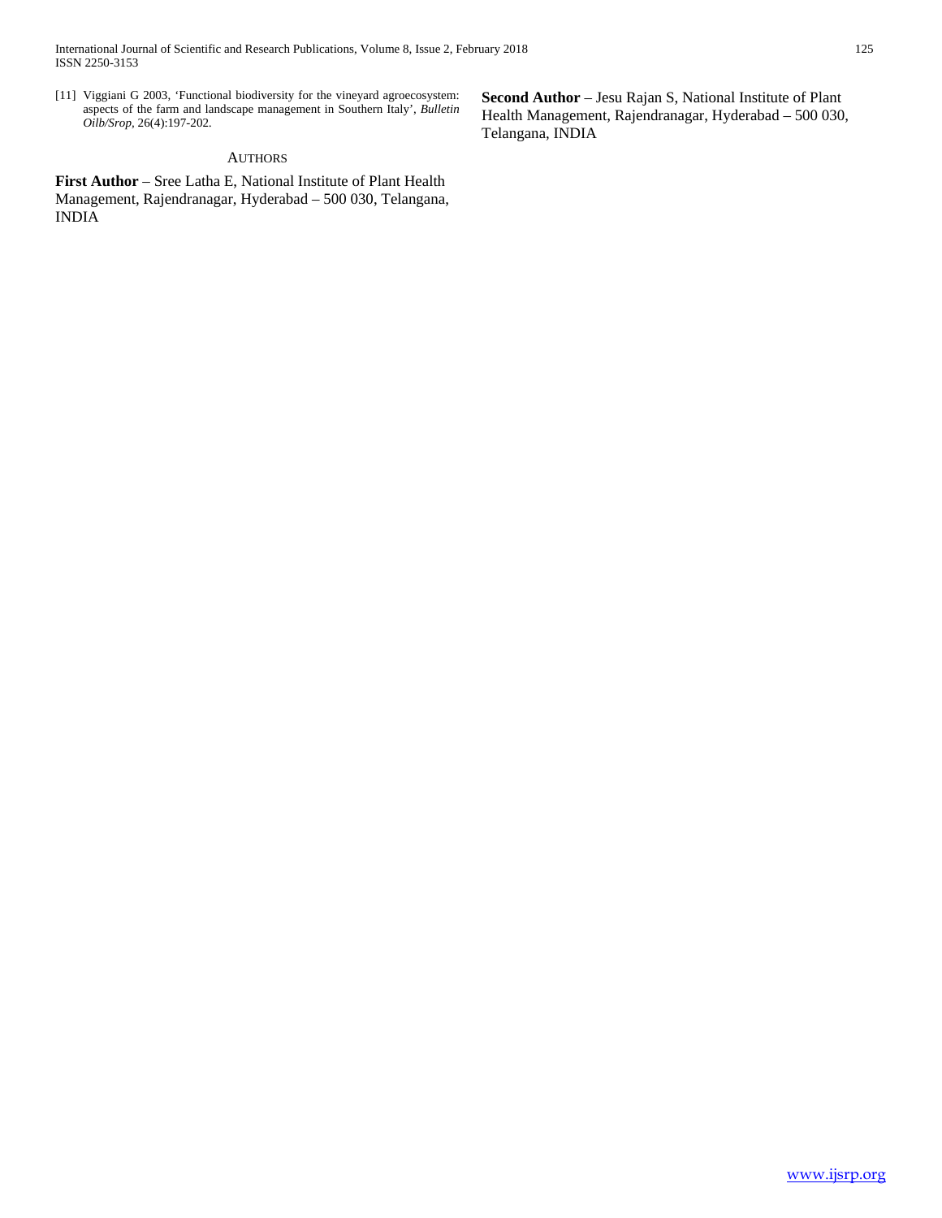[11] Viggiani G 2003, 'Functional biodiversity for the vineyard agroecosystem: aspects of the farm and landscape management in Southern Italy', *Bulletin Oilb/Srop*, 26(4):197-202.

## AUTHORS

**First Author** – Sree Latha E, National Institute of Plant Health Management, Rajendranagar, Hyderabad – 500 030, Telangana, INDIA

**Second Author** – Jesu Rajan S, National Institute of Plant Health Management, Rajendranagar, Hyderabad – 500 030, Telangana, INDIA